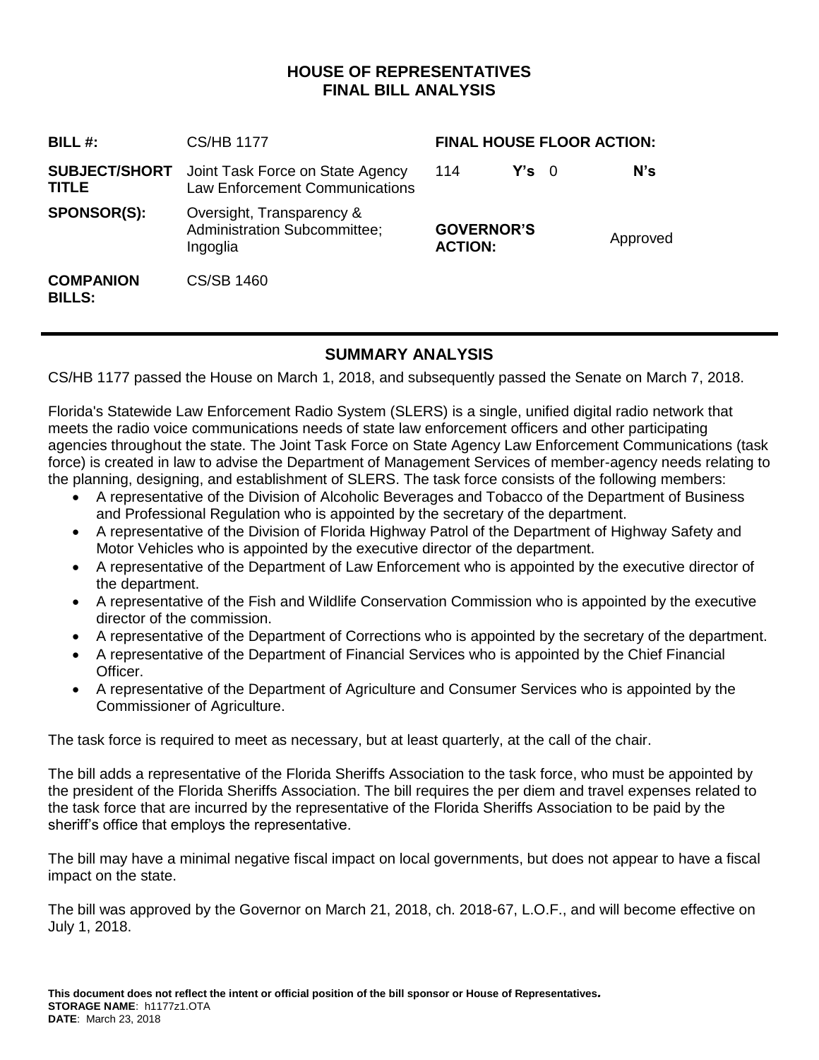# HOUSE OF REPRESENTATIVES
# FINAL BILL ANALYSIS

| | | | |
|---|---|---|---|
| **BILL #:** | CS/HB 1177 | **FINAL HOUSE FLOOR ACTION:** | |
| **SUBJECT/SHORT TITLE** | Joint Task Force on State Agency Law Enforcement Communications | 114 **Y's** 0 | **N's** |
| **SPONSOR(S):** | Oversight, Transparency & Administration Subcommittee; Ingoglia | **GOVERNOR'S ACTION:** | Approved |
| **COMPANION BILLS:** | CS/SB 1460 | | |

## SUMMARY ANALYSIS

CS/HB 1177 passed the House on March 1, 2018, and subsequently passed the Senate on March 7, 2018.

Florida's Statewide Law Enforcement Radio System (SLERS) is a single, unified digital radio network that meets the radio voice communications needs of state law enforcement officers and other participating agencies throughout the state. The Joint Task Force on State Agency Law Enforcement Communications (task force) is created in law to advise the Department of Management Services of member-agency needs relating to the planning, designing, and establishment of SLERS. The task force consists of the following members:

- A representative of the Division of Alcoholic Beverages and Tobacco of the Department of Business and Professional Regulation who is appointed by the secretary of the department.
- A representative of the Division of Florida Highway Patrol of the Department of Highway Safety and Motor Vehicles who is appointed by the executive director of the department.
- A representative of the Department of Law Enforcement who is appointed by the executive director of the department.
- A representative of the Fish and Wildlife Conservation Commission who is appointed by the executive director of the commission.
- A representative of the Department of Corrections who is appointed by the secretary of the department.
- A representative of the Department of Financial Services who is appointed by the Chief Financial Officer.
- A representative of the Department of Agriculture and Consumer Services who is appointed by the Commissioner of Agriculture.

The task force is required to meet as necessary, but at least quarterly, at the call of the chair.

The bill adds a representative of the Florida Sheriffs Association to the task force, who must be appointed by the president of the Florida Sheriffs Association. The bill requires the per diem and travel expenses related to the task force that are incurred by the representative of the Florida Sheriffs Association to be paid by the sheriff's office that employs the representative.

The bill may have a minimal negative fiscal impact on local governments, but does not appear to have a fiscal impact on the state.

The bill was approved by the Governor on March 21, 2018, ch. 2018-67, L.O.F., and will become effective on July 1, 2018.

**This document does not reflect the intent or official position of the bill sponsor or House of Representatives.**
**STORAGE NAME**: h1177z1.OTA
**DATE**: March 23, 2018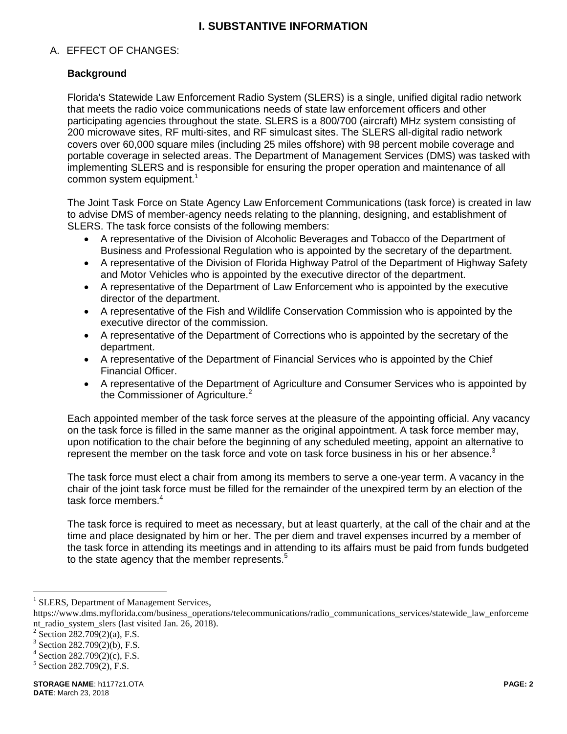# I. SUBSTANTIVE INFORMATION

## A. EFFECT OF CHANGES:

### Background

Florida's Statewide Law Enforcement Radio System (SLERS) is a single, unified digital radio network that meets the radio voice communications needs of state law enforcement officers and other participating agencies throughout the state. SLERS is a 800/700 (aircraft) MHz system consisting of 200 microwave sites, RF multi-sites, and RF simulcast sites. The SLERS all-digital radio network covers over 60,000 square miles (including 25 miles offshore) with 98 percent mobile coverage and portable coverage in selected areas. The Department of Management Services (DMS) was tasked with implementing SLERS and is responsible for ensuring the proper operation and maintenance of all common system equipment.[1]

The Joint Task Force on State Agency Law Enforcement Communications (task force) is created in law to advise DMS of member-agency needs relating to the planning, designing, and establishment of SLERS. The task force consists of the following members:

- A representative of the Division of Alcoholic Beverages and Tobacco of the Department of Business and Professional Regulation who is appointed by the secretary of the department.
- A representative of the Division of Florida Highway Patrol of the Department of Highway Safety and Motor Vehicles who is appointed by the executive director of the department.
- A representative of the Department of Law Enforcement who is appointed by the executive director of the department.
- A representative of the Fish and Wildlife Conservation Commission who is appointed by the executive director of the commission.
- A representative of the Department of Corrections who is appointed by the secretary of the department.
- A representative of the Department of Financial Services who is appointed by the Chief Financial Officer.
- A representative of the Department of Agriculture and Consumer Services who is appointed by the Commissioner of Agriculture.[2]

Each appointed member of the task force serves at the pleasure of the appointing official. Any vacancy on the task force is filled in the same manner as the original appointment. A task force member may, upon notification to the chair before the beginning of any scheduled meeting, appoint an alternative to represent the member on the task force and vote on task force business in his or her absence.[3]

The task force must elect a chair from among its members to serve a one-year term. A vacancy in the chair of the joint task force must be filled for the remainder of the unexpired term by an election of the task force members.[4]

The task force is required to meet as necessary, but at least quarterly, at the call of the chair and at the time and place designated by him or her. The per diem and travel expenses incurred by a member of the task force in attending its meetings and in attending to its affairs must be paid from funds budgeted to the state agency that the member represents.[5]

---

[1] SLERS, Department of Management Services, https://www.dms.myflorida.com/business_operations/telecommunications/radio_communications_services/statewide_law_enforcement_radio_system_slers (last visited Jan. 26, 2018).

[2] Section 282.709(2)(a), F.S.

[3] Section 282.709(2)(b), F.S.

[4] Section 282.709(2)(c), F.S.

[5] Section 282.709(2), F.S.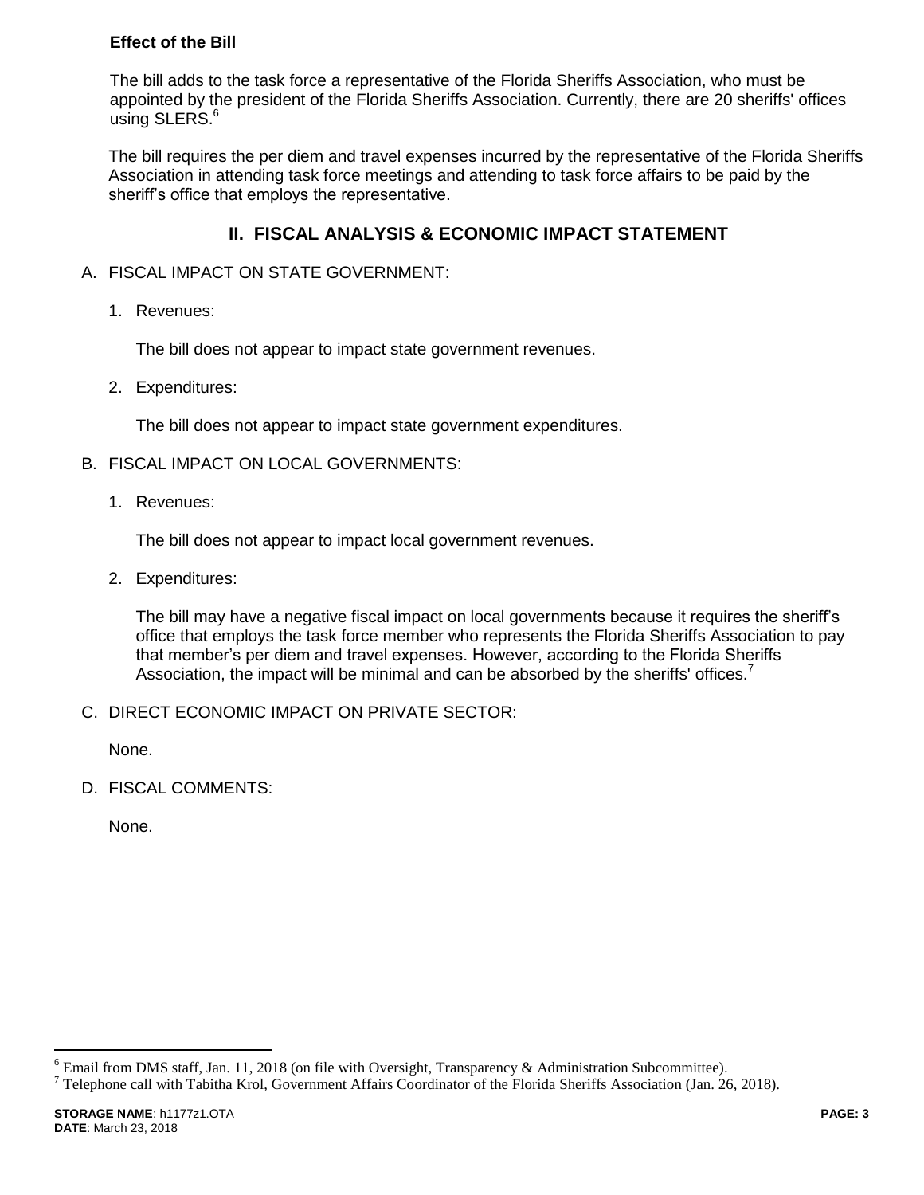**Effect of the Bill**

The bill adds to the task force a representative of the Florida Sheriffs Association, who must be appointed by the president of the Florida Sheriffs Association. Currently, there are 20 sheriffs' offices using SLERS.[6]

The bill requires the per diem and travel expenses incurred by the representative of the Florida Sheriffs Association in attending task force meetings and attending to task force affairs to be paid by the sheriff's office that employs the representative.

## II. FISCAL ANALYSIS & ECONOMIC IMPACT STATEMENT

A. FISCAL IMPACT ON STATE GOVERNMENT:

1. Revenues:

   The bill does not appear to impact state government revenues.

2. Expenditures:

   The bill does not appear to impact state government expenditures.

B. FISCAL IMPACT ON LOCAL GOVERNMENTS:

1. Revenues:

   The bill does not appear to impact local government revenues.

2. Expenditures:

   The bill may have a negative fiscal impact on local governments because it requires the sheriff's office that employs the task force member who represents the Florida Sheriffs Association to pay that member's per diem and travel expenses. However, according to the Florida Sheriffs Association, the impact will be minimal and can be absorbed by the sheriffs' offices.[7]

C. DIRECT ECONOMIC IMPACT ON PRIVATE SECTOR:

None.

D. FISCAL COMMENTS:

None.

---

[6] Email from DMS staff, Jan. 11, 2018 (on file with Oversight, Transparency & Administration Subcommittee).

[7] Telephone call with Tabitha Krol, Government Affairs Coordinator of the Florida Sheriffs Association (Jan. 26, 2018).